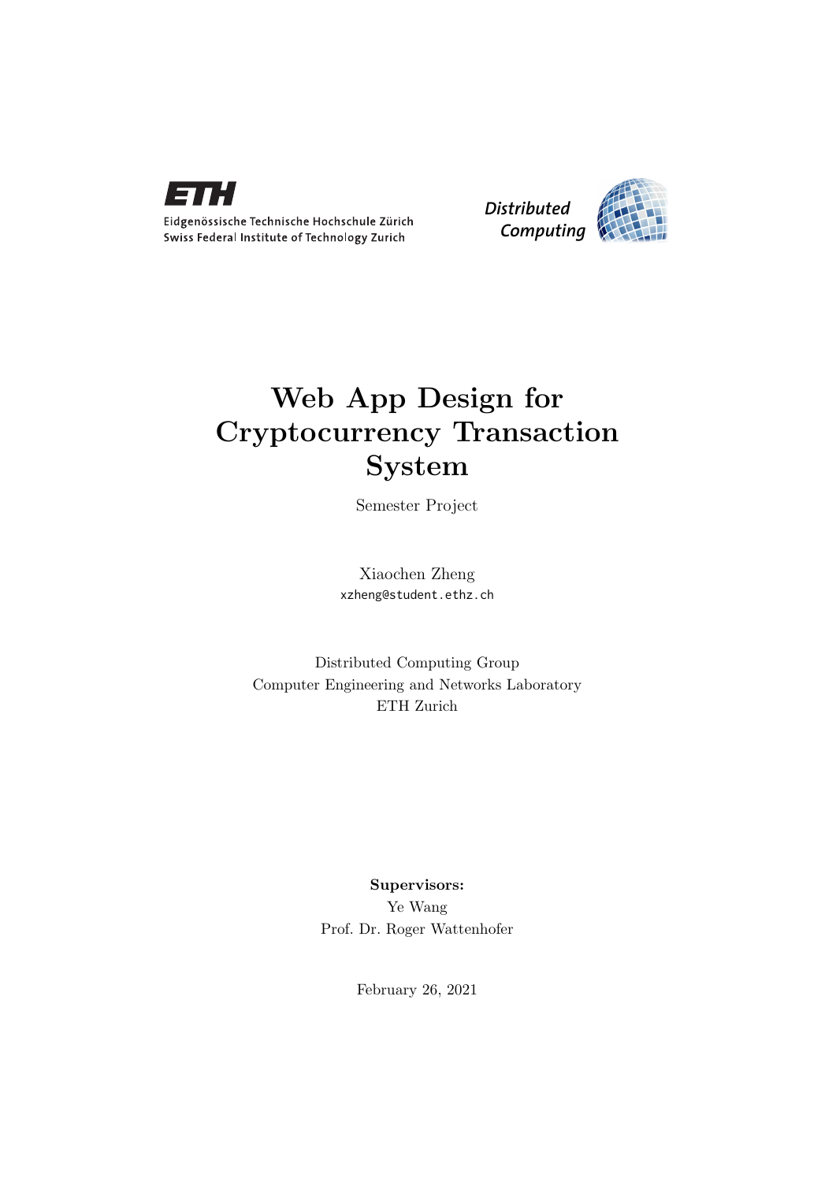ETH

Eidgenössische Technische Hochschule Zürich
Swiss Federal Institute of Technology Zurich

Distributed Computing

# Web App Design for Cryptocurrency Transaction System

Semester Project

Xiaochen Zheng
xzheng@student.ethz.ch

Distributed Computing Group
Computer Engineering and Networks Laboratory
ETH Zurich

**Supervisors:**
Ye Wang
Prof. Dr. Roger Wattenhofer

February 26, 2021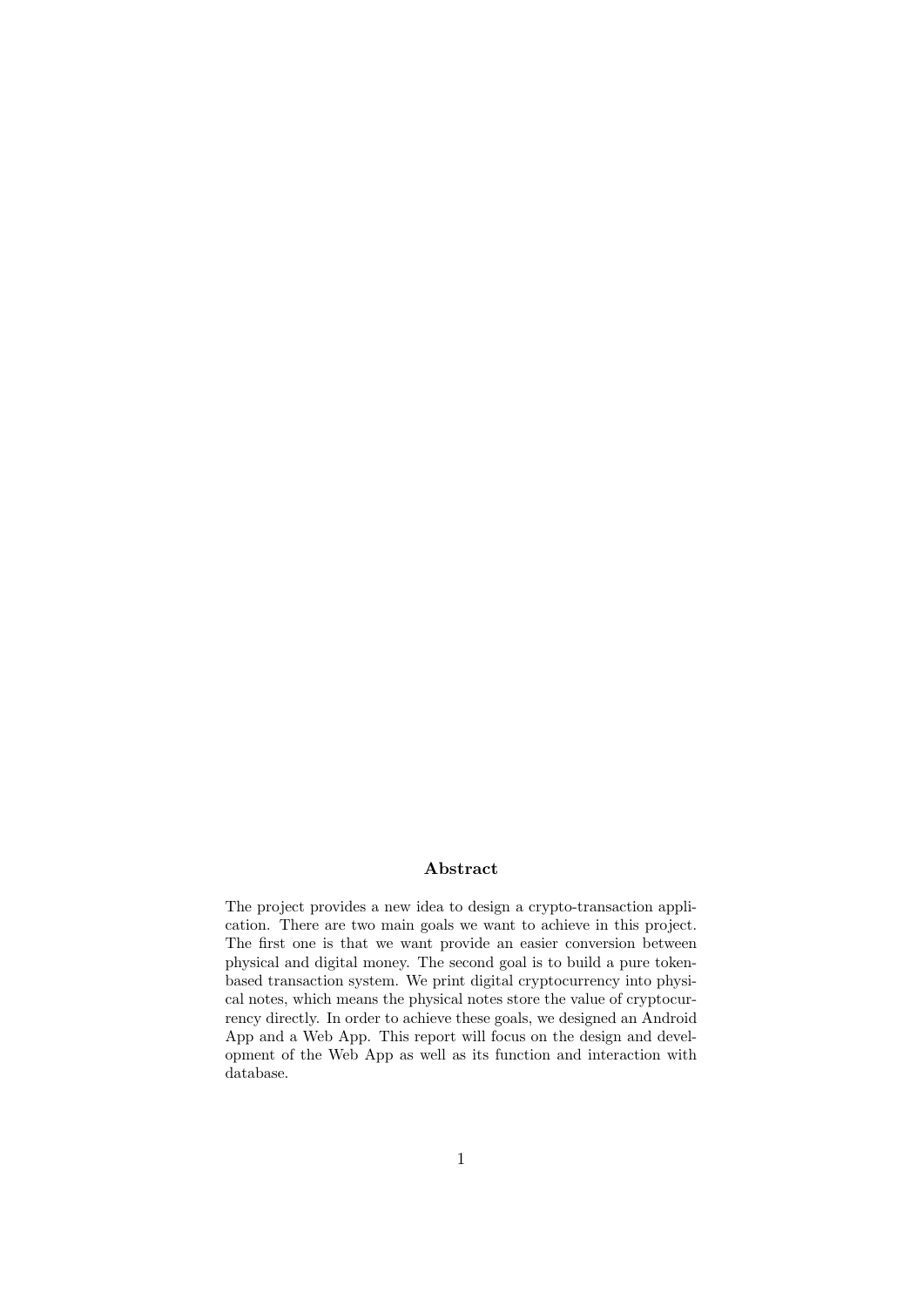## Abstract

The project provides a new idea to design a crypto-transaction application. There are two main goals we want to achieve in this project. The first one is that we want provide an easier conversion between physical and digital money. The second goal is to build a pure token-based transaction system. We print digital cryptocurrency into physical notes, which means the physical notes store the value of cryptocurrency directly. In order to achieve these goals, we designed an Android App and a Web App. This report will focus on the design and development of the Web App as well as its function and interaction with database.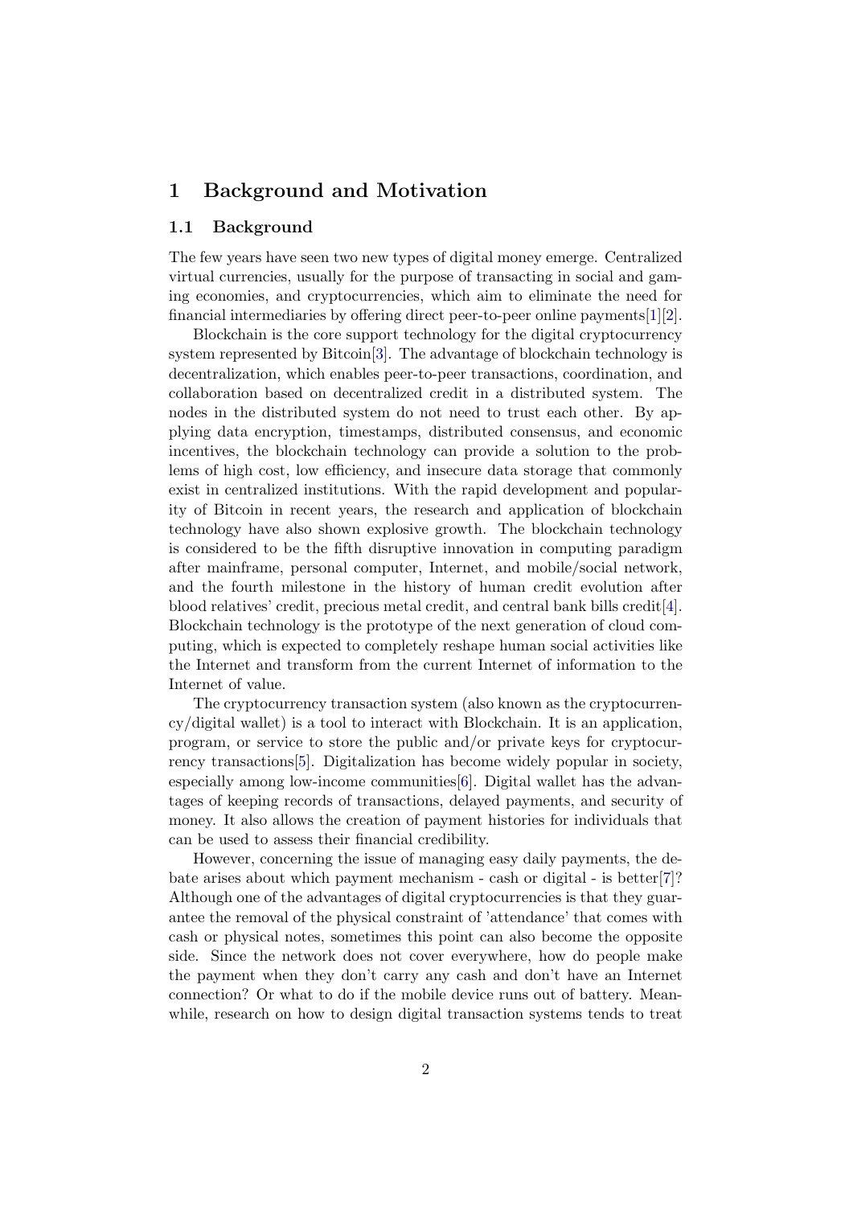# 1 Background and Motivation

## 1.1 Background

The few years have seen two new types of digital money emerge. Centralized virtual currencies, usually for the purpose of transacting in social and gaming economies, and cryptocurrencies, which aim to eliminate the need for financial intermediaries by offering direct peer-to-peer online payments[1][2].

Blockchain is the core support technology for the digital cryptocurrency system represented by Bitcoin[3]. The advantage of blockchain technology is decentralization, which enables peer-to-peer transactions, coordination, and collaboration based on decentralized credit in a distributed system. The nodes in the distributed system do not need to trust each other. By applying data encryption, timestamps, distributed consensus, and economic incentives, the blockchain technology can provide a solution to the problems of high cost, low efficiency, and insecure data storage that commonly exist in centralized institutions. With the rapid development and popularity of Bitcoin in recent years, the research and application of blockchain technology have also shown explosive growth. The blockchain technology is considered to be the fifth disruptive innovation in computing paradigm after mainframe, personal computer, Internet, and mobile/social network, and the fourth milestone in the history of human credit evolution after blood relatives' credit, precious metal credit, and central bank bills credit[4]. Blockchain technology is the prototype of the next generation of cloud computing, which is expected to completely reshape human social activities like the Internet and transform from the current Internet of information to the Internet of value.

The cryptocurrency transaction system (also known as the cryptocurrency/digital wallet) is a tool to interact with Blockchain. It is an application, program, or service to store the public and/or private keys for cryptocurrency transactions[5]. Digitalization has become widely popular in society, especially among low-income communities[6]. Digital wallet has the advantages of keeping records of transactions, delayed payments, and security of money. It also allows the creation of payment histories for individuals that can be used to assess their financial credibility.

However, concerning the issue of managing easy daily payments, the debate arises about which payment mechanism - cash or digital - is better[7]? Although one of the advantages of digital cryptocurrencies is that they guarantee the removal of the physical constraint of 'attendance' that comes with cash or physical notes, sometimes this point can also become the opposite side. Since the network does not cover everywhere, how do people make the payment when they don't carry any cash and don't have an Internet connection? Or what to do if the mobile device runs out of battery. Meanwhile, research on how to design digital transaction systems tends to treat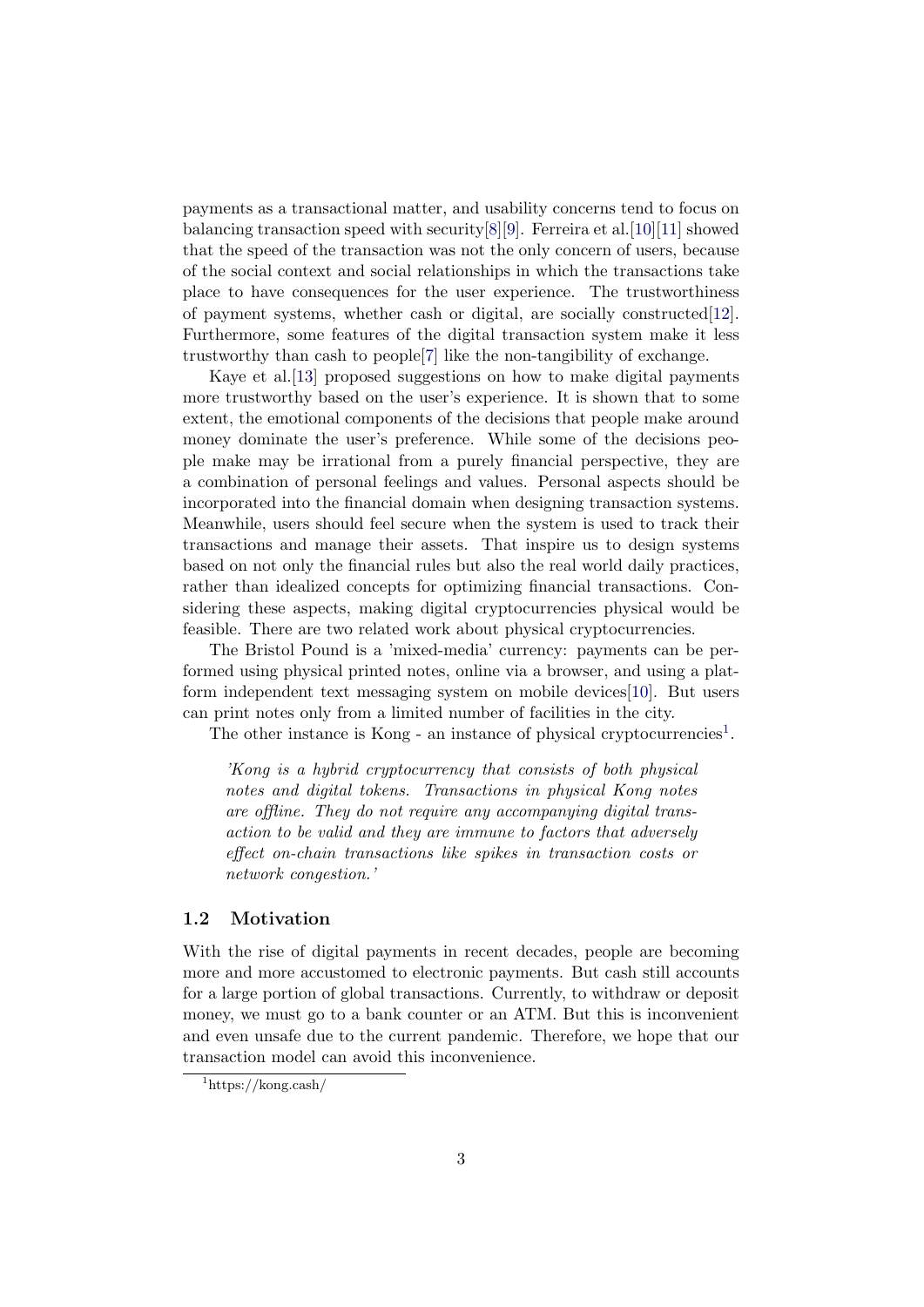payments as a transactional matter, and usability concerns tend to focus on balancing transaction speed with security[8][9]. Ferreira et al.[10][11] showed that the speed of the transaction was not the only concern of users, because of the social context and social relationships in which the transactions take place to have consequences for the user experience. The trustworthiness of payment systems, whether cash or digital, are socially constructed[12]. Furthermore, some features of the digital transaction system make it less trustworthy than cash to people[7] like the non-tangibility of exchange.

Kaye et al.[13] proposed suggestions on how to make digital payments more trustworthy based on the user's experience. It is shown that to some extent, the emotional components of the decisions that people make around money dominate the user's preference. While some of the decisions people make may be irrational from a purely financial perspective, they are a combination of personal feelings and values. Personal aspects should be incorporated into the financial domain when designing transaction systems. Meanwhile, users should feel secure when the system is used to track their transactions and manage their assets. That inspire us to design systems based on not only the financial rules but also the real world daily practices, rather than idealized concepts for optimizing financial transactions. Considering these aspects, making digital cryptocurrencies physical would be feasible. There are two related work about physical cryptocurrencies.

The Bristol Pound is a 'mixed-media' currency: payments can be performed using physical printed notes, online via a browser, and using a platform independent text messaging system on mobile devices[10]. But users can print notes only from a limited number of facilities in the city.

The other instance is Kong - an instance of physical cryptocurrencies[1].

> *'Kong is a hybrid cryptocurrency that consists of both physical notes and digital tokens. Transactions in physical Kong notes are offline. They do not require any accompanying digital transaction to be valid and they are immune to factors that adversely effect on-chain transactions like spikes in transaction costs or network congestion.'*

### 1.2 Motivation

With the rise of digital payments in recent decades, people are becoming more and more accustomed to electronic payments. But cash still accounts for a large portion of global transactions. Currently, to withdraw or deposit money, we must go to a bank counter or an ATM. But this is inconvenient and even unsafe due to the current pandemic. Therefore, we hope that our transaction model can avoid this inconvenience.

[1] https://kong.cash/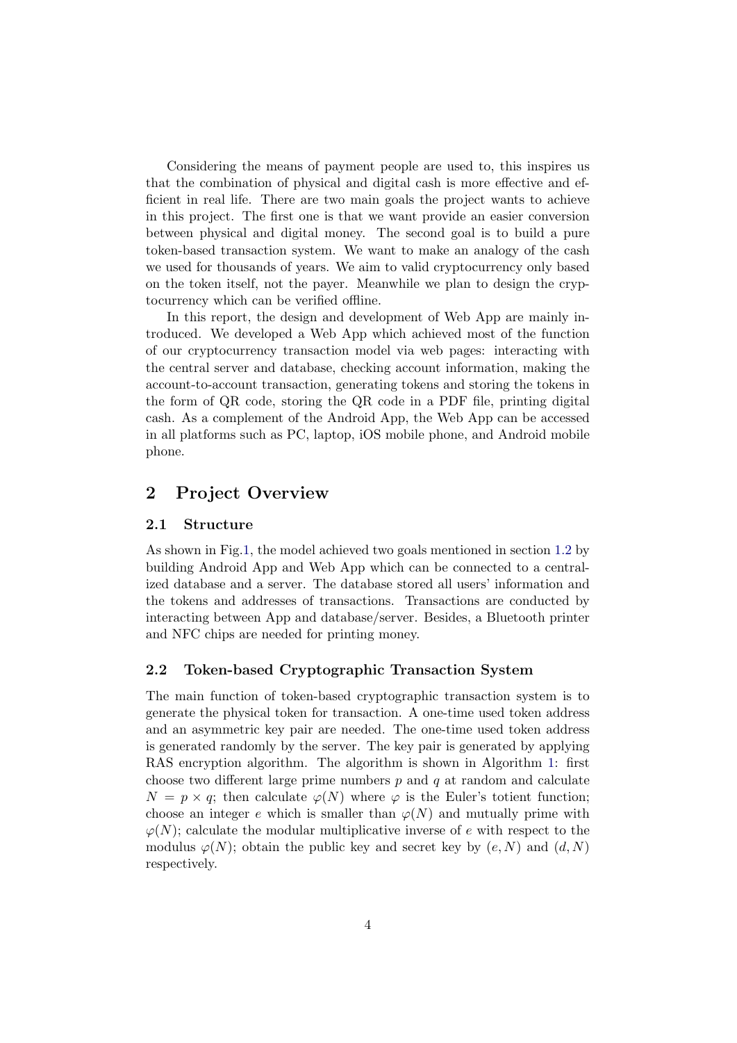Considering the means of payment people are used to, this inspires us that the combination of physical and digital cash is more effective and efficient in real life. There are two main goals the project wants to achieve in this project. The first one is that we want provide an easier conversion between physical and digital money. The second goal is to build a pure token-based transaction system. We want to make an analogy of the cash we used for thousands of years. We aim to valid cryptocurrency only based on the token itself, not the payer. Meanwhile we plan to design the cryptocurrency which can be verified offline.

In this report, the design and development of Web App are mainly introduced. We developed a Web App which achieved most of the function of our cryptocurrency transaction model via web pages: interacting with the central server and database, checking account information, making the account-to-account transaction, generating tokens and storing the tokens in the form of QR code, storing the QR code in a PDF file, printing digital cash. As a complement of the Android App, the Web App can be accessed in all platforms such as PC, laptop, iOS mobile phone, and Android mobile phone.

## 2 Project Overview

### 2.1 Structure

As shown in Fig.1, the model achieved two goals mentioned in section 1.2 by building Android App and Web App which can be connected to a centralized database and a server. The database stored all users' information and the tokens and addresses of transactions. Transactions are conducted by interacting between App and database/server. Besides, a Bluetooth printer and NFC chips are needed for printing money.

### 2.2 Token-based Cryptographic Transaction System

The main function of token-based cryptographic transaction system is to generate the physical token for transaction. A one-time used token address and an asymmetric key pair are needed. The one-time used token address is generated randomly by the server. The key pair is generated by applying RAS encryption algorithm. The algorithm is shown in Algorithm 1: first choose two different large prime numbers $p$ and $q$ at random and calculate $N = p \times q$; then calculate $\varphi(N)$ where $\varphi$ is the Euler's totient function; choose an integer $e$ which is smaller than $\varphi(N)$ and mutually prime with $\varphi(N)$; calculate the modular multiplicative inverse of $e$ with respect to the modulus $\varphi(N)$; obtain the public key and secret key by $(e, N)$ and $(d, N)$ respectively.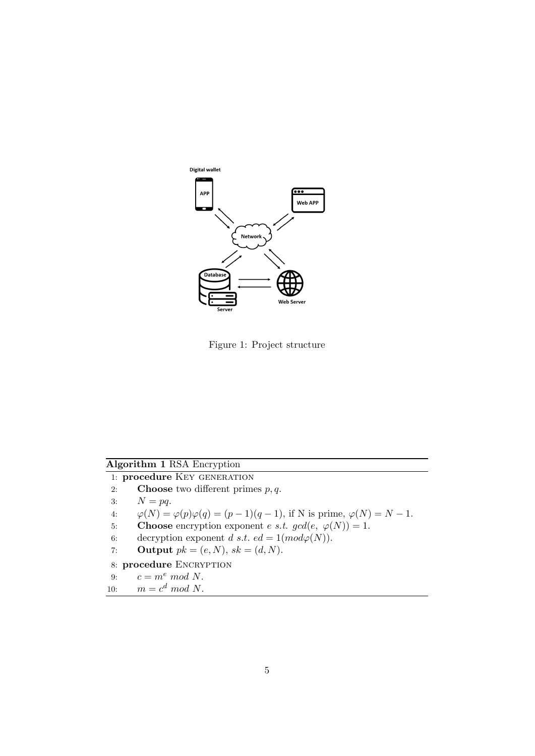Figure 1: Project structure

**Algorithm 1** RSA Encryption

1: **procedure** KEY GENERATION
2: **Choose** two different primes $p, q$.
3: $N = pq$.
4: $\varphi(N) = \varphi(p)\varphi(q) = (p-1)(q-1)$, if N is prime, $\varphi(N) = N - 1$.
5: **Choose** encryption exponent $e$ $s.t.$ $gcd(e,\ \varphi(N)) = 1$.
6: decryption exponent $d$ $s.t.$ $ed = 1(mod\varphi(N))$.
7: **Output** $pk = (e, N)$, $sk = (d, N)$.
8: **procedure** ENCRYPTION
9: $c = m^e \ mod \ N$.
10: $m = c^d \ mod \ N$.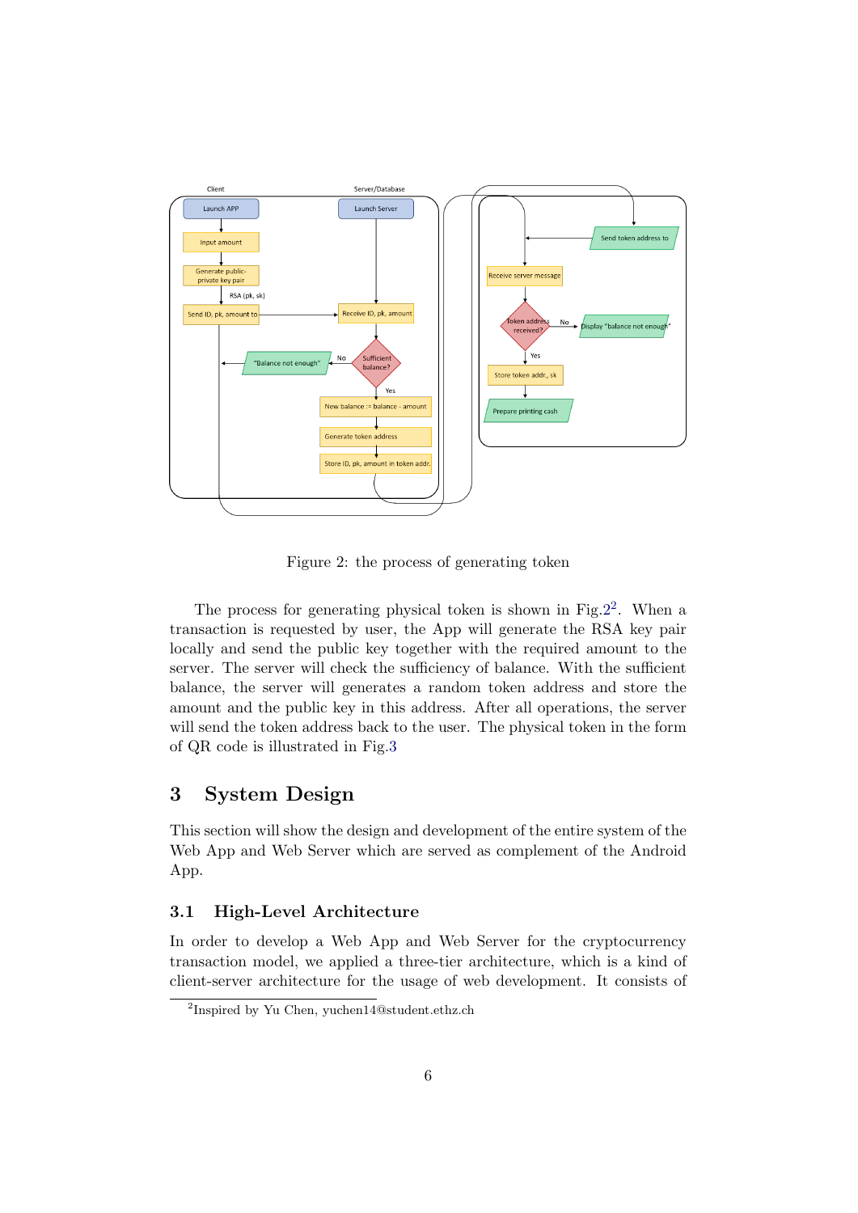Figure 2: the process of generating token

The process for generating physical token is shown in Fig.2[2]. When a transaction is requested by user, the App will generate the RSA key pair locally and send the public key together with the required amount to the server. The server will check the sufficiency of balance. With the sufficient balance, the server will generates a random token address and store the amount and the public key in this address. After all operations, the server will send the token address back to the user. The physical token in the form of QR code is illustrated in Fig.3

## 3 System Design

This section will show the design and development of the entire system of the Web App and Web Server which are served as complement of the Android App.

### 3.1 High-Level Architecture

In order to develop a Web App and Web Server for the cryptocurrency transaction model, we applied a three-tier architecture, which is a kind of client-server architecture for the usage of web development. It consists of

[2] Inspired by Yu Chen, yuchen14@student.ethz.ch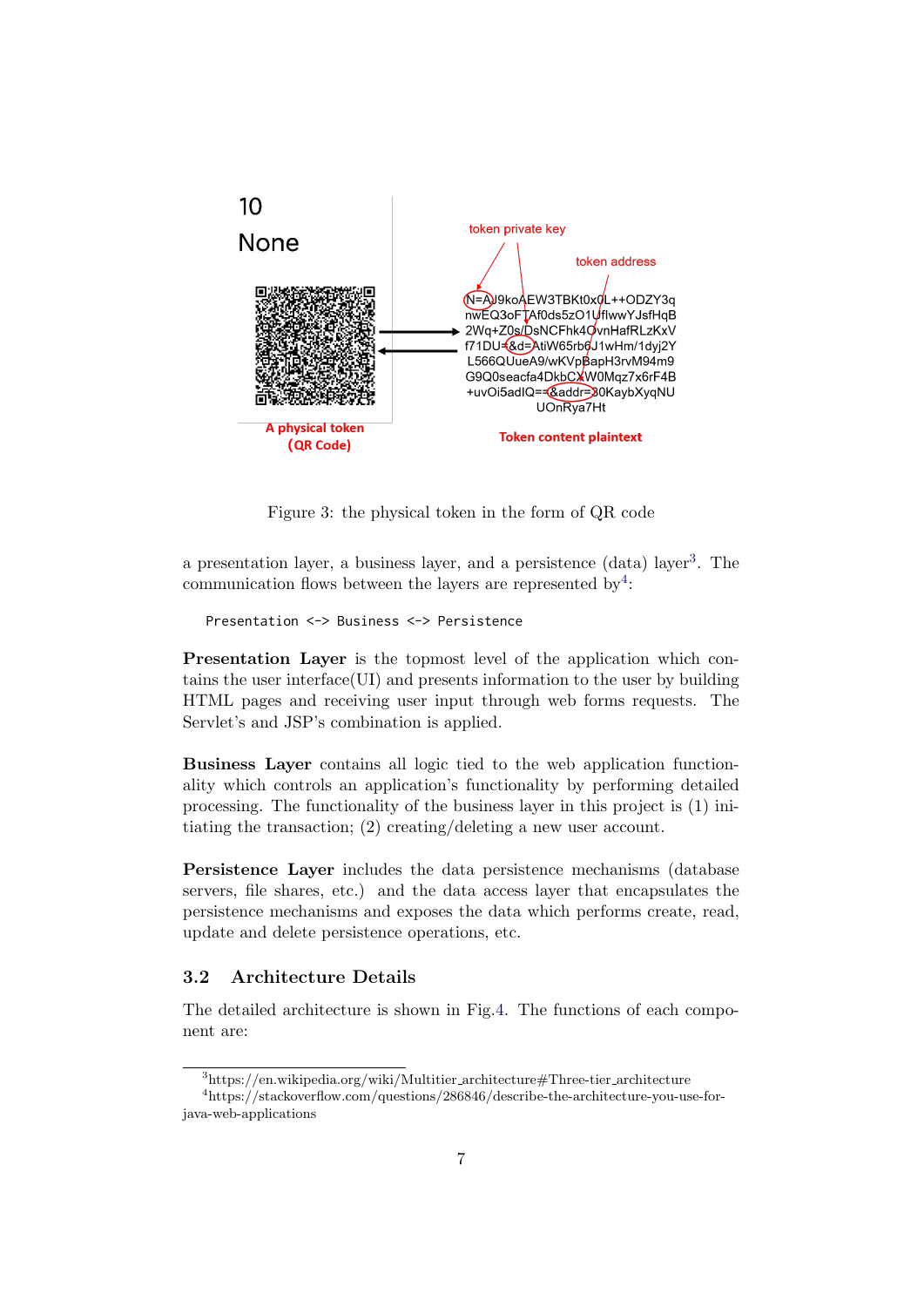Figure 3: the physical token in the form of QR code

a presentation layer, a business layer, and a persistence (data) layer[3]. The communication flows between the layers are represented by[4]:

```
Presentation <-> Business <-> Persistence
```

**Presentation Layer** is the topmost level of the application which contains the user interface(UI) and presents information to the user by building HTML pages and receiving user input through web forms requests. The Servlet's and JSP's combination is applied.

**Business Layer** contains all logic tied to the web application functionality which controls an application's functionality by performing detailed processing. The functionality of the business layer in this project is (1) initiating the transaction; (2) creating/deleting a new user account.

**Persistence Layer** includes the data persistence mechanisms (database servers, file shares, etc.) and the data access layer that encapsulates the persistence mechanisms and exposes the data which performs create, read, update and delete persistence operations, etc.

## 3.2 Architecture Details

The detailed architecture is shown in Fig.4. The functions of each component are:

[3] https://en.wikipedia.org/wiki/Multitier_architecture#Three-tier_architecture

[4] https://stackoverflow.com/questions/286846/describe-the-architecture-you-use-for-java-web-applications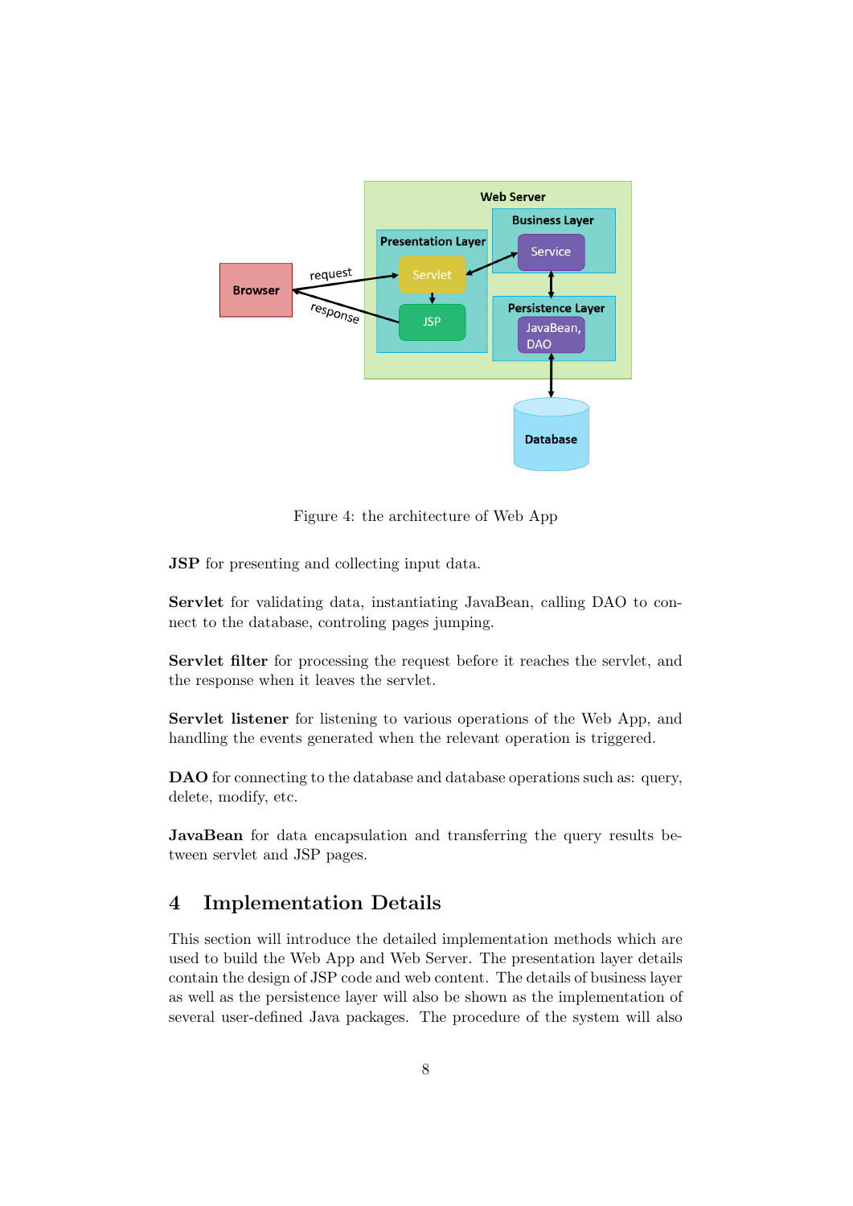Figure 4: the architecture of Web App

**JSP** for presenting and collecting input data.

**Servlet** for validating data, instantiating JavaBean, calling DAO to connect to the database, controling pages jumping.

**Servlet filter** for processing the request before it reaches the servlet, and the response when it leaves the servlet.

**Servlet listener** for listening to various operations of the Web App, and handling the events generated when the relevant operation is triggered.

**DAO** for connecting to the database and database operations such as: query, delete, modify, etc.

**JavaBean** for data encapsulation and transferring the query results between servlet and JSP pages.

## 4 Implementation Details

This section will introduce the detailed implementation methods which are used to build the Web App and Web Server. The presentation layer details contain the design of JSP code and web content. The details of business layer as well as the persistence layer will also be shown as the implementation of several user-defined Java packages. The procedure of the system will also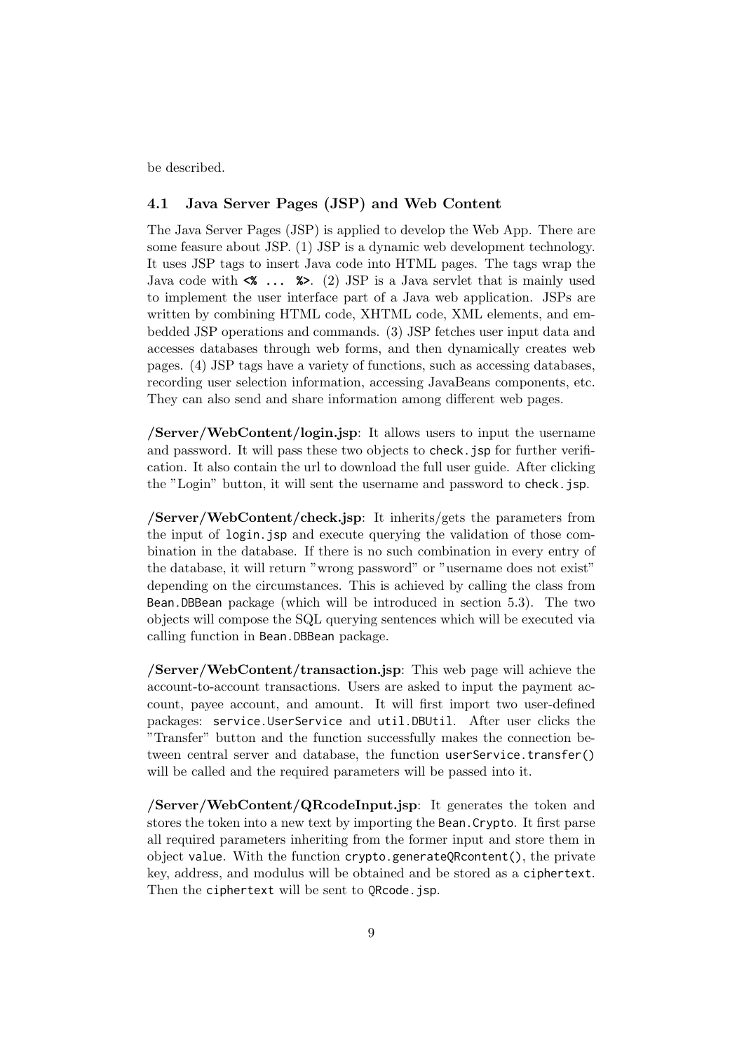be described.

### 4.1 Java Server Pages (JSP) and Web Content

The Java Server Pages (JSP) is applied to develop the Web App. There are some feasure about JSP. (1) JSP is a dynamic web development technology. It uses JSP tags to insert Java code into HTML pages. The tags wrap the Java code with **`<% ... %>`**. (2) JSP is a Java servlet that is mainly used to implement the user interface part of a Java web application. JSPs are written by combining HTML code, XHTML code, XML elements, and embedded JSP operations and commands. (3) JSP fetches user input data and accesses databases through web forms, and then dynamically creates web pages. (4) JSP tags have a variety of functions, such as accessing databases, recording user selection information, accessing JavaBeans components, etc. They can also send and share information among different web pages.

**/Server/WebContent/login.jsp**: It allows users to input the username and password. It will pass these two objects to `check.jsp` for further verification. It also contain the url to download the full user guide. After clicking the "Login" button, it will sent the username and password to `check.jsp`.

**/Server/WebContent/check.jsp**: It inherits/gets the parameters from the input of `login.jsp` and execute querying the validation of those combination in the database. If there is no such combination in every entry of the database, it will return "wrong password" or "username does not exist" depending on the circumstances. This is achieved by calling the class from `Bean.DBBean` package (which will be introduced in section 5.3). The two objects will compose the SQL querying sentences which will be executed via calling function in `Bean.DBBean` package.

**/Server/WebContent/transaction.jsp**: This web page will achieve the account-to-account transactions. Users are asked to input the payment account, payee account, and amount. It will first import two user-defined packages: `service.UserService` and `util.DBUtil`. After user clicks the "Transfer" button and the function successfully makes the connection between central server and database, the function `userService.transfer()` will be called and the required parameters will be passed into it.

**/Server/WebContent/QRcodeInput.jsp**: It generates the token and stores the token into a new text by importing the `Bean.Crypto`. It first parse all required parameters inheriting from the former input and store them in object `value`. With the function `crypto.generateQRcontent()`, the private key, address, and modulus will be obtained and be stored as a `ciphertext`. Then the `ciphertext` will be sent to `QRcode.jsp`.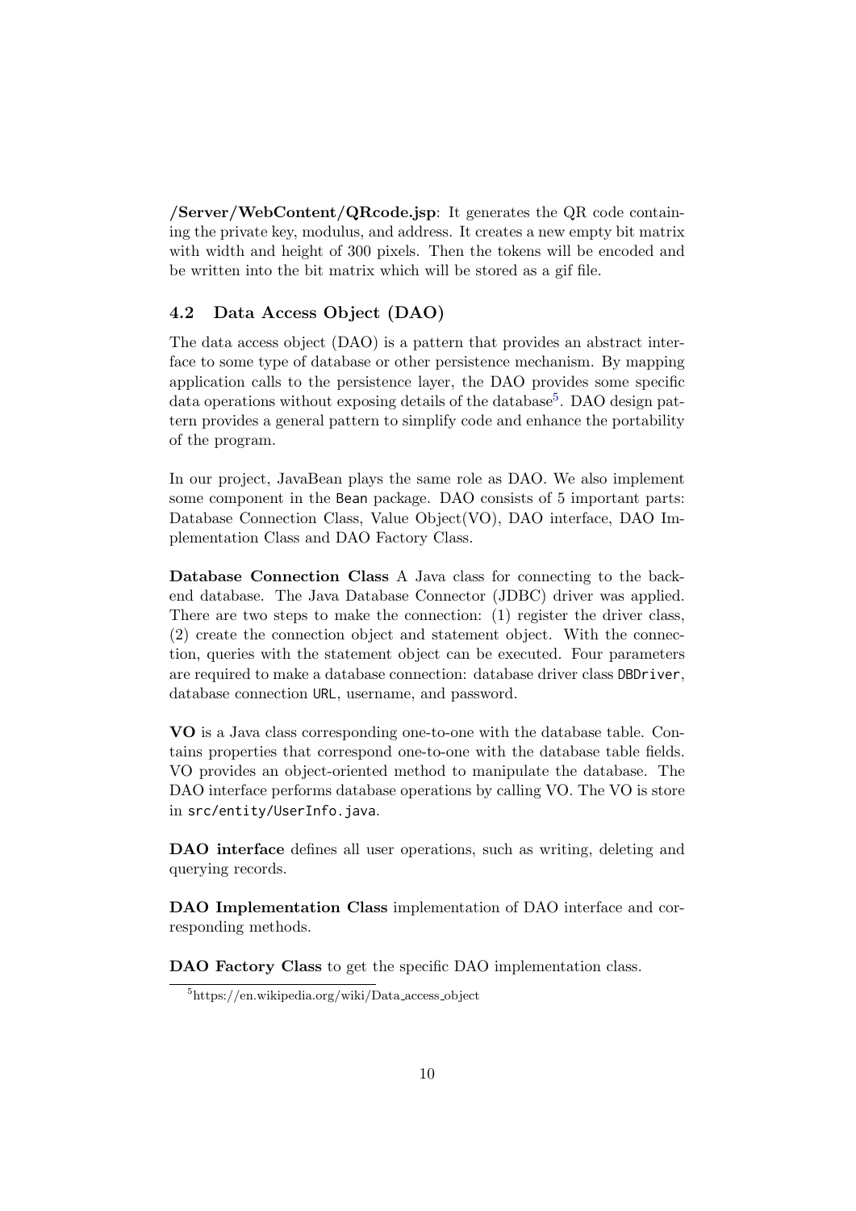**/Server/WebContent/QRcode.jsp**: It generates the QR code containing the private key, modulus, and address. It creates a new empty bit matrix with width and height of 300 pixels. Then the tokens will be encoded and be written into the bit matrix which will be stored as a gif file.

### 4.2 Data Access Object (DAO)

The data access object (DAO) is a pattern that provides an abstract interface to some type of database or other persistence mechanism. By mapping application calls to the persistence layer, the DAO provides some specific data operations without exposing details of the database[5]. DAO design pattern provides a general pattern to simplify code and enhance the portability of the program.

In our project, JavaBean plays the same role as DAO. We also implement some component in the `Bean` package. DAO consists of 5 important parts: Database Connection Class, Value Object(VO), DAO interface, DAO Implementation Class and DAO Factory Class.

**Database Connection Class** A Java class for connecting to the backend database. The Java Database Connector (JDBC) driver was applied. There are two steps to make the connection: (1) register the driver class, (2) create the connection object and statement object. With the connection, queries with the statement object can be executed. Four parameters are required to make a database connection: database driver class `DBDriver`, database connection `URL`, username, and password.

**VO** is a Java class corresponding one-to-one with the database table. Contains properties that correspond one-to-one with the database table fields. VO provides an object-oriented method to manipulate the database. The DAO interface performs database operations by calling VO. The VO is store in `src/entity/UserInfo.java`.

**DAO interface** defines all user operations, such as writing, deleting and querying records.

**DAO Implementation Class** implementation of DAO interface and corresponding methods.

**DAO Factory Class** to get the specific DAO implementation class.

[5] https://en.wikipedia.org/wiki/Data_access_object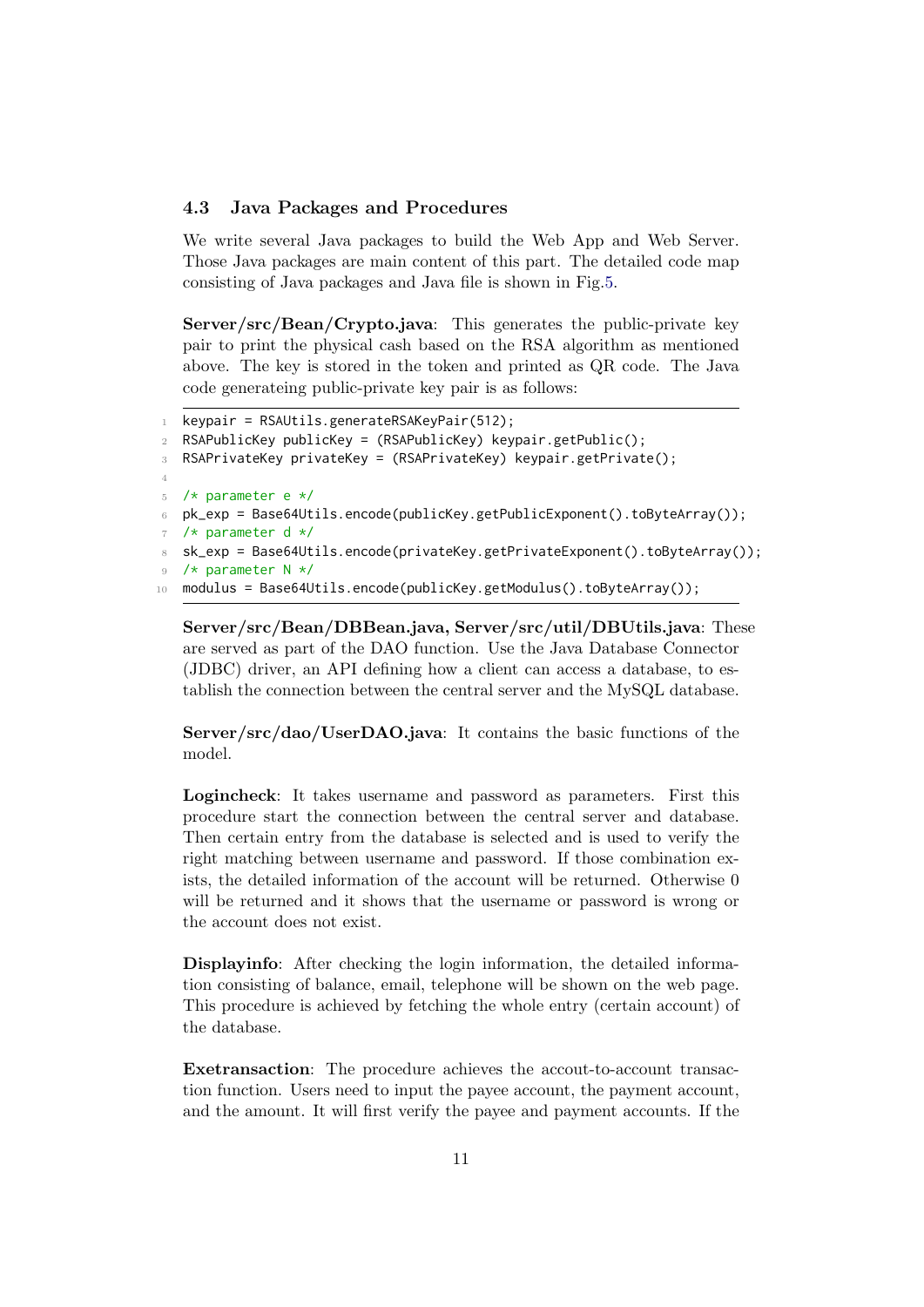### 4.3 Java Packages and Procedures

We write several Java packages to build the Web App and Web Server. Those Java packages are main content of this part. The detailed code map consisting of Java packages and Java file is shown in Fig.5.

**Server/src/Bean/Crypto.java**: This generates the public-private key pair to print the physical cash based on the RSA algorithm as mentioned above. The key is stored in the token and printed as QR code. The Java code generateing public-private key pair is as follows:

```
keypair = RSAUtils.generateRSAKeyPair(512);
RSAPublicKey publicKey = (RSAPublicKey) keypair.getPublic();
RSAPrivateKey privateKey = (RSAPrivateKey) keypair.getPrivate();

/* parameter e */
pk_exp = Base64Utils.encode(publicKey.getPublicExponent().toByteArray());
/* parameter d */
sk_exp = Base64Utils.encode(privateKey.getPrivateExponent().toByteArray());
/* parameter N */
modulus = Base64Utils.encode(publicKey.getModulus().toByteArray());
```

**Server/src/Bean/DBBean.java, Server/src/util/DBUtils.java**: These are served as part of the DAO function. Use the Java Database Connector (JDBC) driver, an API defining how a client can access a database, to establish the connection between the central server and the MySQL database.

**Server/src/dao/UserDAO.java**: It contains the basic functions of the model.

**Logincheck**: It takes username and password as parameters. First this procedure start the connection between the central server and database. Then certain entry from the database is selected and is used to verify the right matching between username and password. If those combination exists, the detailed information of the account will be returned. Otherwise 0 will be returned and it shows that the username or password is wrong or the account does not exist.

**Displayinfo**: After checking the login information, the detailed information consisting of balance, email, telephone will be shown on the web page. This procedure is achieved by fetching the whole entry (certain account) of the database.

**Exetransaction**: The procedure achieves the accout-to-account transaction function. Users need to input the payee account, the payment account, and the amount. It will first verify the payee and payment accounts. If the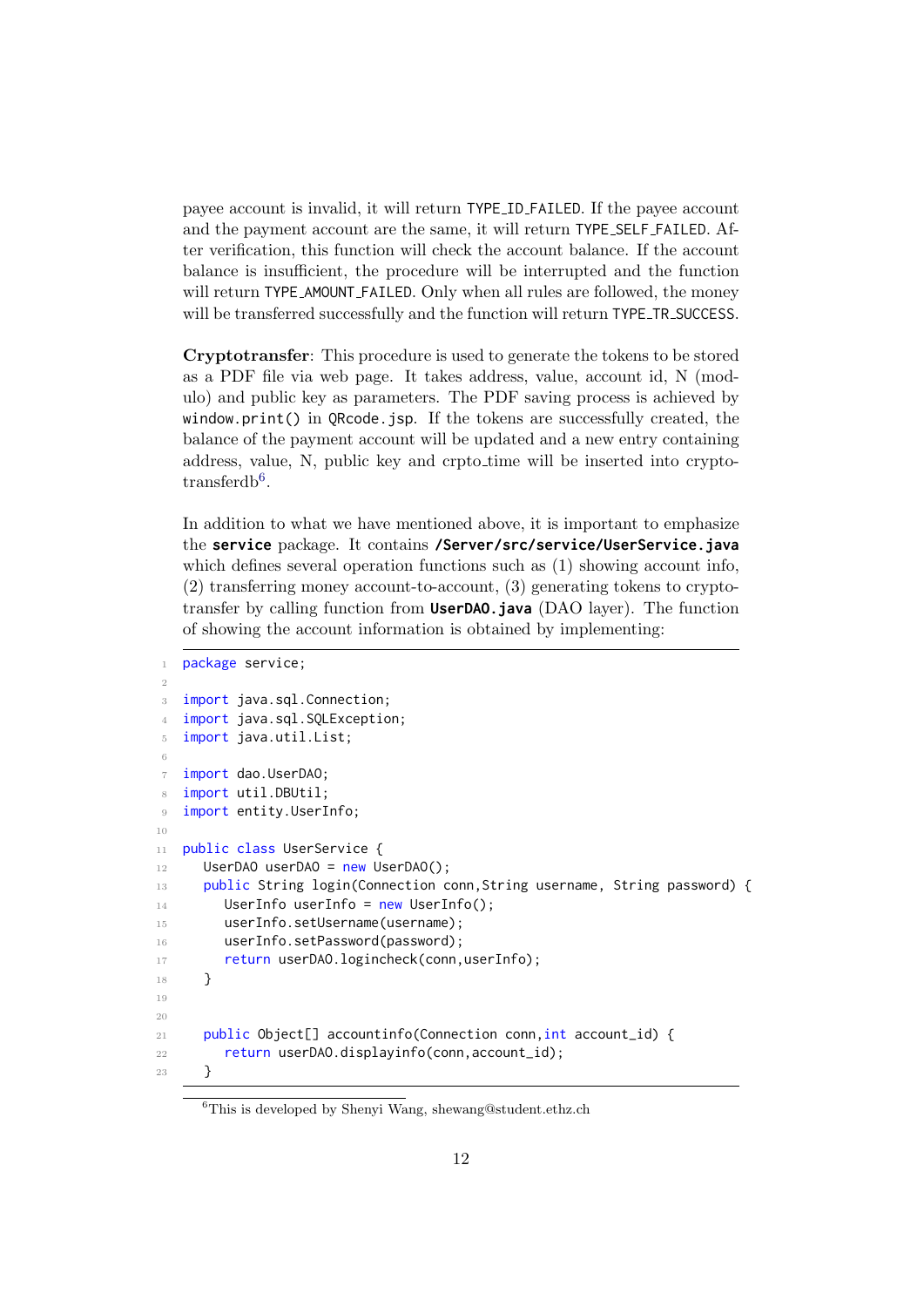payee account is invalid, it will return `TYPE_ID_FAILED`. If the payee account and the payment account are the same, it will return `TYPE_SELF_FAILED`. After verification, this function will check the account balance. If the account balance is insufficient, the procedure will be interrupted and the function will return `TYPE_AMOUNT_FAILED`. Only when all rules are followed, the money will be transferred successfully and the function will return `TYPE_TR_SUCCESS`.

**Cryptotransfer**: This procedure is used to generate the tokens to be stored as a PDF file via web page. It takes address, value, account id, N (modulo) and public key as parameters. The PDF saving process is achieved by `window.print()` in `QRcode.jsp`. If the tokens are successfully created, the balance of the payment account will be updated and a new entry containing address, value, N, public key and crpto_time will be inserted into cryptotransferdb[6].

In addition to what we have mentioned above, it is important to emphasize the **service** package. It contains **/Server/src/service/UserService.java** which defines several operation functions such as (1) showing account info, (2) transferring money account-to-account, (3) generating tokens to cryptotransfer by calling function from **UserDAO.java** (DAO layer). The function of showing the account information is obtained by implementing:

```java
package service;

import java.sql.Connection;
import java.sql.SQLException;
import java.util.List;

import dao.UserDAO;
import util.DBUtil;
import entity.UserInfo;

public class UserService {
  UserDAO userDAO = new UserDAO();
  public String login(Connection conn,String username, String password) {
    UserInfo userInfo = new UserInfo();
    userInfo.setUsername(username);
    userInfo.setPassword(password);
    return userDAO.logincheck(conn,userInfo);
  }


  public Object[] accountinfo(Connection conn,int account_id) {
    return userDAO.displayinfo(conn,account_id);
  }
```

[6] This is developed by Shenyi Wang, shewang@student.ethz.ch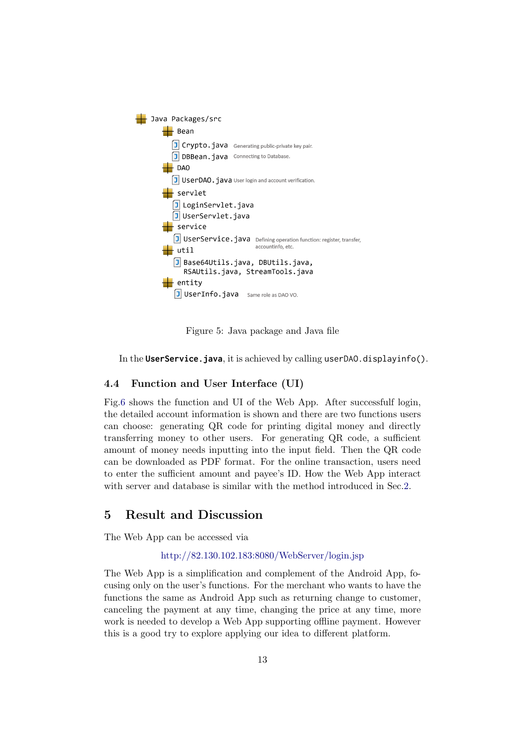```
Java Packages/src
    Bean
        Crypto.java    Generating public-private key pair.
        DBBean.java    Connecting to Database.
    DAO
        UserDAO.java   User login and account verification.
    servlet
        LoginServlet.java
        UserServlet.java
    service
        UserService.java   Defining operation function: register, transfer, accountinfo, etc.
    util
        Base64Utils.java, DBUtils.java,
        RSAUtils.java, StreamTools.java
    entity
        UserInfo.java    Same role as DAO VO.
```

Figure 5: Java package and Java file

In the **UserService.java**, it is achieved by calling `userDAO.displayinfo()`.

### 4.4 Function and User Interface (UI)

Fig.6 shows the function and UI of the Web App. After successfull login, the detailed account information is shown and there are two functions users can choose: generating QR code for printing digital money and directly transferring money to other users. For generating QR code, a sufficient amount of money needs inputting into the input field. Then the QR code can be downloaded as PDF format. For the online transaction, users need to enter the sufficient amount and payee's ID. How the Web App interact with server and database is similar with the method introduced in Sec.2.

## 5 Result and Discussion

The Web App can be accessed via

http://82.130.102.183:8080/WebServer/login.jsp

The Web App is a simplification and complement of the Android App, focusing only on the user's functions. For the merchant who wants to have the functions the same as Android App such as returning change to customer, canceling the payment at any time, changing the price at any time, more work is needed to develop a Web App supporting offline payment. However this is a good try to explore applying our idea to different platform.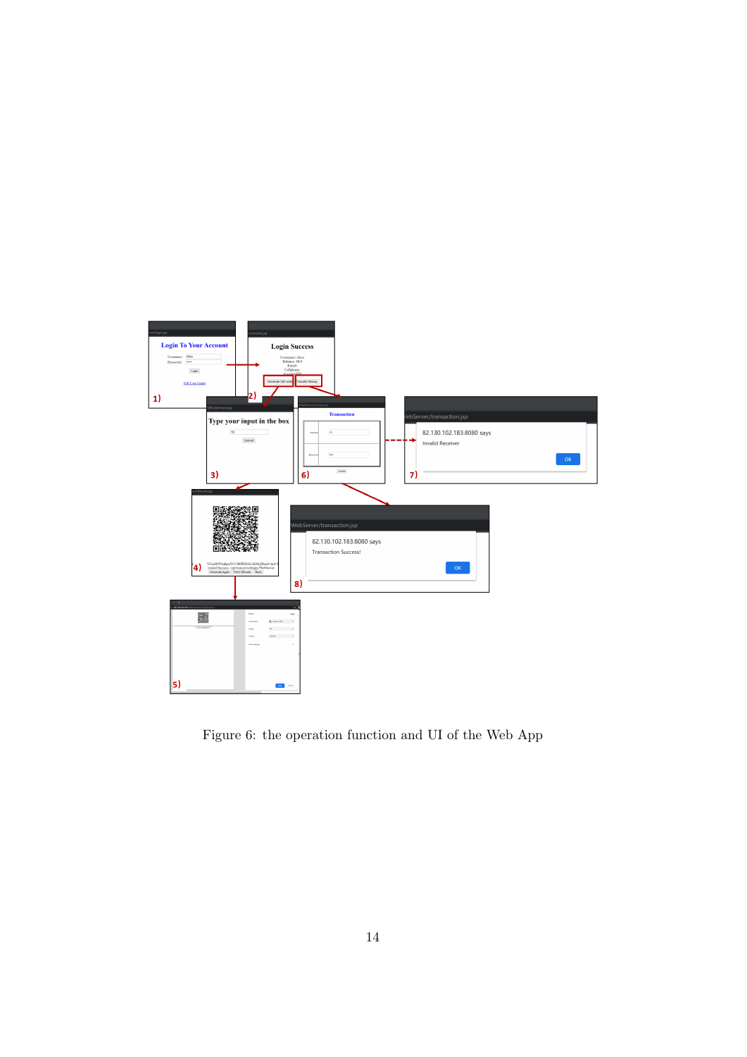Figure 6: the operation function and UI of the Web App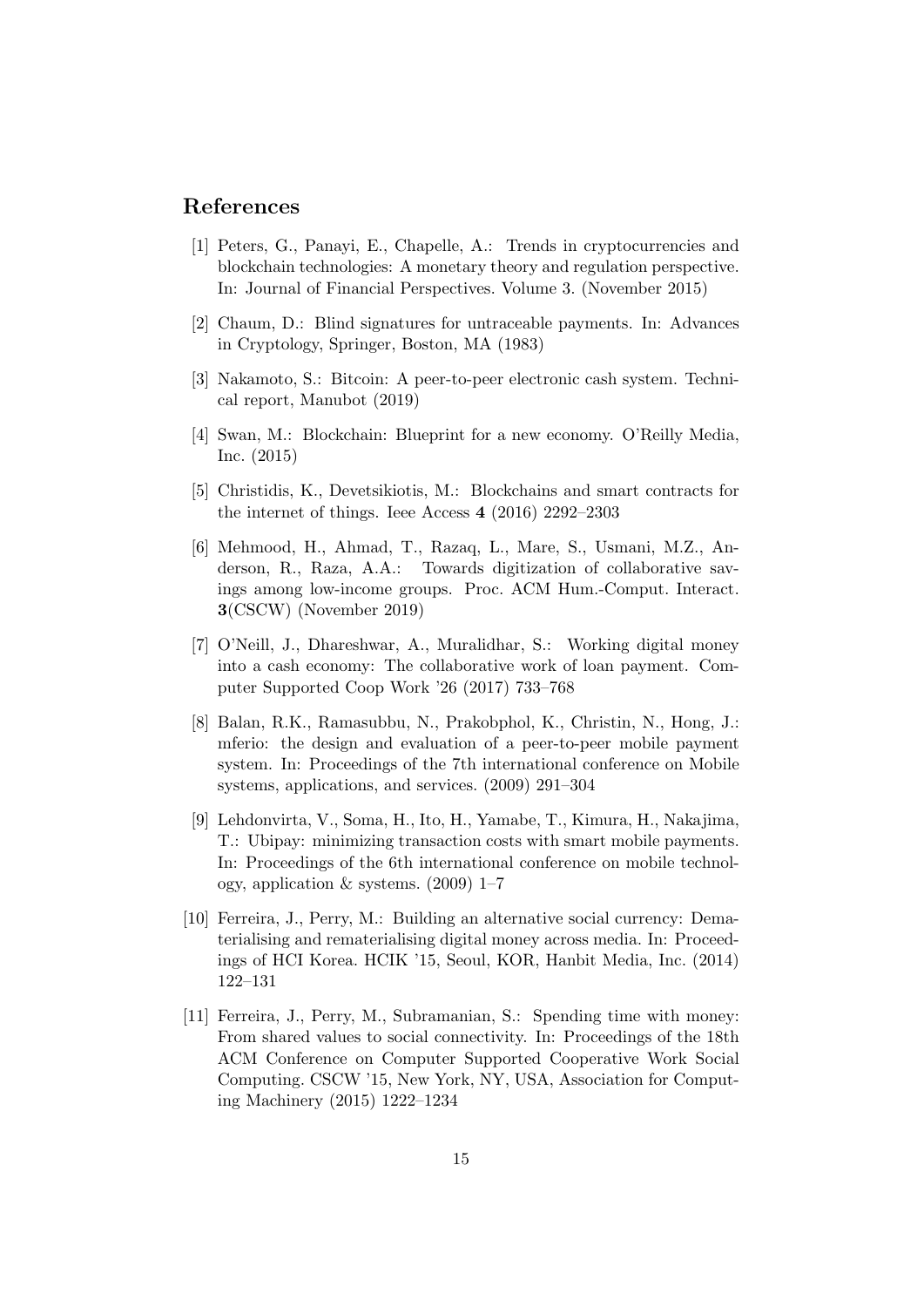## References

[1] Peters, G., Panayi, E., Chapelle, A.: Trends in cryptocurrencies and blockchain technologies: A monetary theory and regulation perspective. In: Journal of Financial Perspectives. Volume 3. (November 2015)

[2] Chaum, D.: Blind signatures for untraceable payments. In: Advances in Cryptology, Springer, Boston, MA (1983)

[3] Nakamoto, S.: Bitcoin: A peer-to-peer electronic cash system. Technical report, Manubot (2019)

[4] Swan, M.: Blockchain: Blueprint for a new economy. O'Reilly Media, Inc. (2015)

[5] Christidis, K., Devetsikiotis, M.: Blockchains and smart contracts for the internet of things. Ieee Access **4** (2016) 2292–2303

[6] Mehmood, H., Ahmad, T., Razaq, L., Mare, S., Usmani, M.Z., Anderson, R., Raza, A.A.: Towards digitization of collaborative savings among low-income groups. Proc. ACM Hum.-Comput. Interact. **3**(CSCW) (November 2019)

[7] O'Neill, J., Dhareshwar, A., Muralidhar, S.: Working digital money into a cash economy: The collaborative work of loan payment. Computer Supported Coop Work '26 (2017) 733–768

[8] Balan, R.K., Ramasubbu, N., Prakobphol, K., Christin, N., Hong, J.: mferio: the design and evaluation of a peer-to-peer mobile payment system. In: Proceedings of the 7th international conference on Mobile systems, applications, and services. (2009) 291–304

[9] Lehdonvirta, V., Soma, H., Ito, H., Yamabe, T., Kimura, H., Nakajima, T.: Ubipay: minimizing transaction costs with smart mobile payments. In: Proceedings of the 6th international conference on mobile technology, application & systems. (2009) 1–7

[10] Ferreira, J., Perry, M.: Building an alternative social currency: Dematerialising and rematerialising digital money across media. In: Proceedings of HCI Korea. HCIK '15, Seoul, KOR, Hanbit Media, Inc. (2014) 122–131

[11] Ferreira, J., Perry, M., Subramanian, S.: Spending time with money: From shared values to social connectivity. In: Proceedings of the 18th ACM Conference on Computer Supported Cooperative Work Social Computing. CSCW '15, New York, NY, USA, Association for Computing Machinery (2015) 1222–1234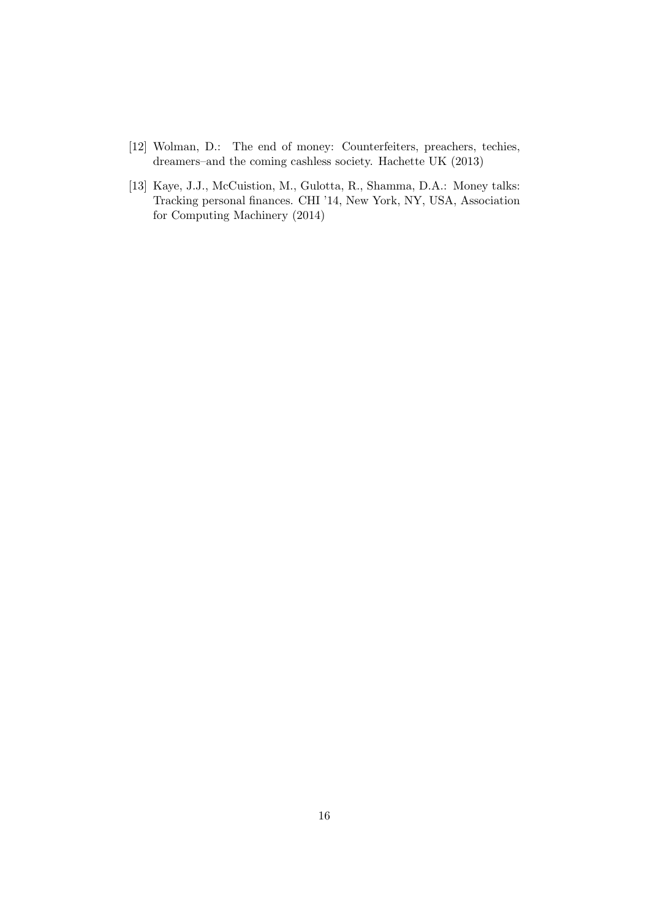[12] Wolman, D.: The end of money: Counterfeiters, preachers, techies, dreamers–and the coming cashless society. Hachette UK (2013)

[13] Kaye, J.J., McCuistion, M., Gulotta, R., Shamma, D.A.: Money talks: Tracking personal finances. CHI '14, New York, NY, USA, Association for Computing Machinery (2014)